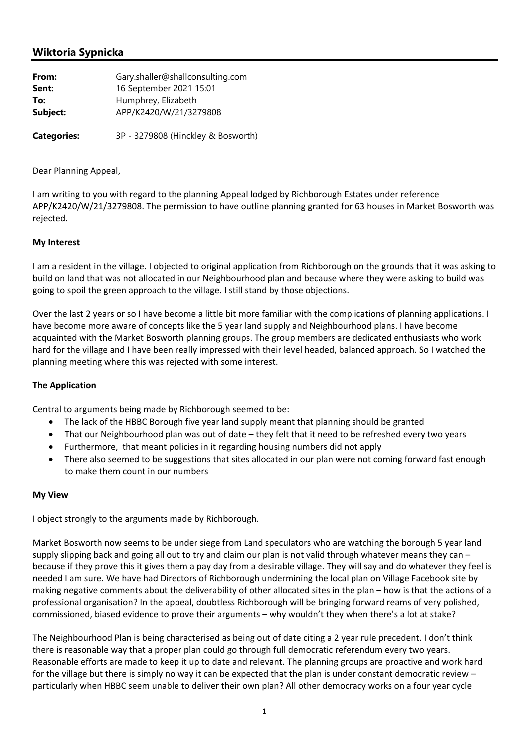## Wiktoria Sypnicka

| | |
|---|---|
| **From:** | Gary.shaller@shallconsulting.com |
| **Sent:** | 16 September 2021 15:01 |
| **To:** | Humphrey, Elizabeth |
| **Subject:** | APP/K2420/W/21/3279808 |
| **Categories:** | 3P - 3279808 (Hinckley & Bosworth) |

Dear Planning Appeal,

I am writing to you with regard to the planning Appeal lodged by Richborough Estates under reference APP/K2420/W/21/3279808. The permission to have outline planning granted for 63 houses in Market Bosworth was rejected.

**My Interest**

I am a resident in the village. I objected to original application from Richborough on the grounds that it was asking to build on land that was not allocated in our Neighbourhood plan and because where they were asking to build was going to spoil the green approach to the village. I still stand by those objections.

Over the last 2 years or so I have become a little bit more familiar with the complications of planning applications. I have become more aware of concepts like the 5 year land supply and Neighbourhood plans. I have become acquainted with the Market Bosworth planning groups. The group members are dedicated enthusiasts who work hard for the village and I have been really impressed with their level headed, balanced approach. So I watched the planning meeting where this was rejected with some interest.

**The Application**

Central to arguments being made by Richborough seemed to be:

- The lack of the HBBC Borough five year land supply meant that planning should be granted
- That our Neighbourhood plan was out of date – they felt that it need to be refreshed every two years
- Furthermore, that meant policies in it regarding housing numbers did not apply
- There also seemed to be suggestions that sites allocated in our plan were not coming forward fast enough to make them count in our numbers

**My View**

I object strongly to the arguments made by Richborough.

Market Bosworth now seems to be under siege from Land speculators who are watching the borough 5 year land supply slipping back and going all out to try and claim our plan is not valid through whatever means they can – because if they prove this it gives them a pay day from a desirable village. They will say and do whatever they feel is needed I am sure. We have had Directors of Richborough undermining the local plan on Village Facebook site by making negative comments about the deliverability of other allocated sites in the plan – how is that the actions of a professional organisation? In the appeal, doubtless Richborough will be bringing forward reams of very polished, commissioned, biased evidence to prove their arguments – why wouldn't they when there's a lot at stake?

The Neighbourhood Plan is being characterised as being out of date citing a 2 year rule precedent. I don't think there is reasonable way that a proper plan could go through full democratic referendum every two years. Reasonable efforts are made to keep it up to date and relevant. The planning groups are proactive and work hard for the village but there is simply no way it can be expected that the plan is under constant democratic review – particularly when HBBC seem unable to deliver their own plan? All other democracy works on a four year cycle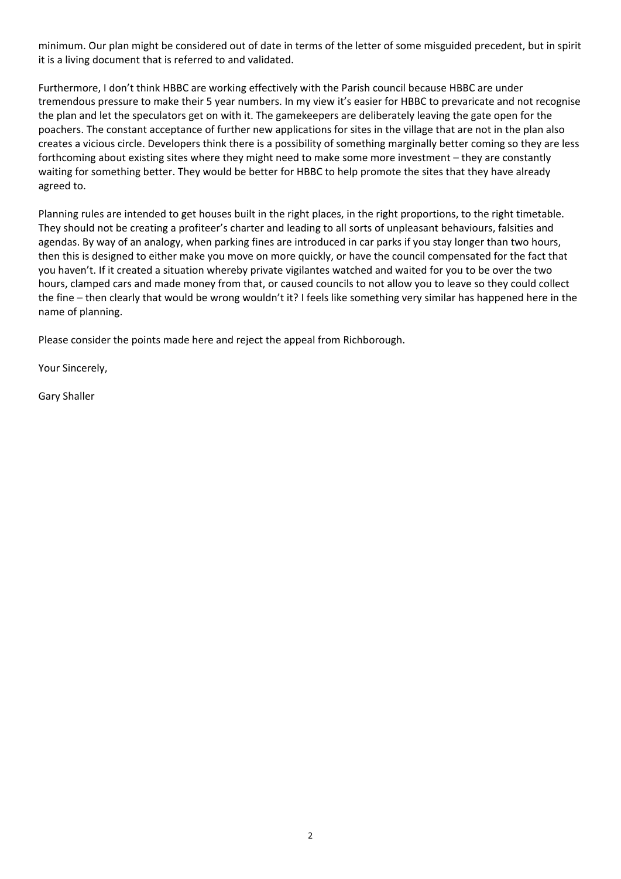minimum. Our plan might be considered out of date in terms of the letter of some misguided precedent, but in spirit it is a living document that is referred to and validated.

Furthermore, I don't think HBBC are working effectively with the Parish council because HBBC are under tremendous pressure to make their 5 year numbers. In my view it's easier for HBBC to prevaricate and not recognise the plan and let the speculators get on with it. The gamekeepers are deliberately leaving the gate open for the poachers. The constant acceptance of further new applications for sites in the village that are not in the plan also creates a vicious circle. Developers think there is a possibility of something marginally better coming so they are less forthcoming about existing sites where they might need to make some more investment – they are constantly waiting for something better. They would be better for HBBC to help promote the sites that they have already agreed to.

Planning rules are intended to get houses built in the right places, in the right proportions, to the right timetable. They should not be creating a profiteer's charter and leading to all sorts of unpleasant behaviours, falsities and agendas. By way of an analogy, when parking fines are introduced in car parks if you stay longer than two hours, then this is designed to either make you move on more quickly, or have the council compensated for the fact that you haven't. If it created a situation whereby private vigilantes watched and waited for you to be over the two hours, clamped cars and made money from that, or caused councils to not allow you to leave so they could collect the fine – then clearly that would be wrong wouldn't it? I feels like something very similar has happened here in the name of planning.

Please consider the points made here and reject the appeal from Richborough.

Your Sincerely,

Gary Shaller